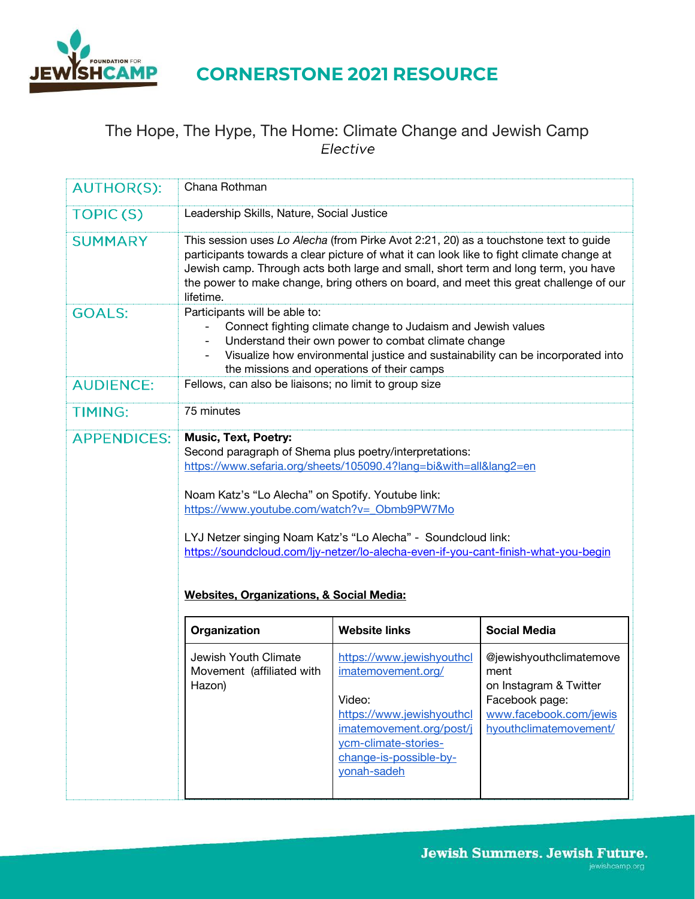# CORNERSTONE 2021 RESOURCE

## The Hope, The Hype, The Home: Climate Change and Jewish Camp

*Elective*

| | |
|---|---|
| AUTHOR(S): | Chana Rothman |
| TOPIC (S) | Leadership Skills, Nature, Social Justice |
| SUMMARY | This session uses *Lo Alecha* (from Pirke Avot 2:21, 20) as a touchstone text to guide participants towards a clear picture of what it can look like to fight climate change at Jewish camp. Through acts both large and small, short term and long term, you have the power to make change, bring others on board, and meet this great challenge of our lifetime. |
| GOALS: | Participants will be able to:<br>- Connect fighting climate change to Judaism and Jewish values<br>- Understand their own power to combat climate change<br>- Visualize how environmental justice and sustainability can be incorporated into the missions and operations of their camps |
| AUDIENCE: | Fellows, can also be liaisons; no limit to group size |
| TIMING: | 75 minutes |
| APPENDICES: | **Music, Text, Poetry:**<br>Second paragraph of Shema plus poetry/interpretations: https://www.sefaria.org/sheets/105090.4?lang=bi&with=all&lang2=en<br><br>Noam Katz's "Lo Alecha" on Spotify. Youtube link: https://www.youtube.com/watch?v=_Obmb9PW7Mo<br><br>LYJ Netzer singing Noam Katz's "Lo Alecha" - Soundcloud link: https://soundcloud.com/ljy-netzer/lo-alecha-even-if-you-cant-finish-what-you-begin<br><br>**Websites, Organizations, & Social Media:** |

| Organization | Website links | Social Media |
|---|---|---|
| Jewish Youth Climate Movement (affiliated with Hazon) | https://www.jewishyouthclimatemovement.org/<br><br>Video:<br>https://www.jewishyouthclimatemovement.org/post/jycm-climate-stories-change-is-possible-by-yonah-sadeh | @jewishyouthclimatemovement on Instagram & Twitter<br>Facebook page:<br>www.facebook.com/jewishyouthclimatemovement/ |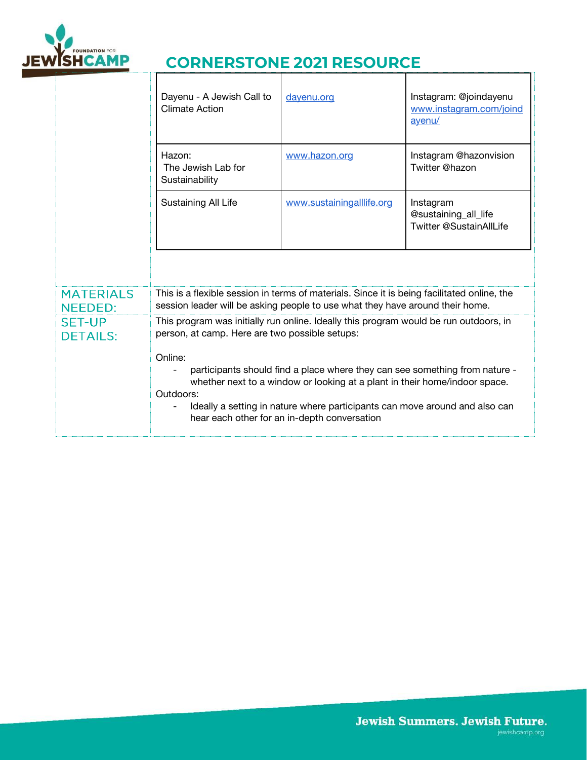| | | |
|---|---|---|
| Dayenu - A Jewish Call to Climate Action | dayenu.org | Instagram: @joindayenu www.instagram.com/joindayenu/ |
| Hazon: The Jewish Lab for Sustainability | www.hazon.org | Instagram @hazonvision Twitter @hazon |
| Sustaining All Life | www.sustainingalllife.org | Instagram @sustaining_all_life Twitter @SustainAllLife |

**MATERIALS NEEDED:**

This is a flexible session in terms of materials. Since it is being facilitated online, the session leader will be asking people to use what they have around their home.

**SET-UP DETAILS:**

This program was initially run online. Ideally this program would be run outdoors, in person, at camp. Here are two possible setups:

Online:

- participants should find a place where they can see something from nature - whether next to a window or looking at a plant in their home/indoor space.

Outdoors:

- Ideally a setting in nature where participants can move around and also can hear each other for an in-depth conversation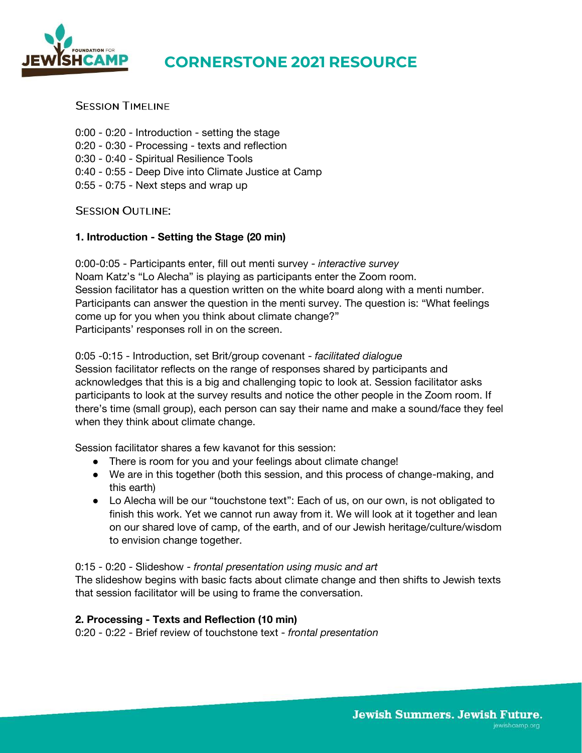## Session Timeline

0:00 - 0:20 - Introduction - setting the stage
0:20 - 0:30 - Processing - texts and reflection
0:30 - 0:40 - Spiritual Resilience Tools
0:40 - 0:55 - Deep Dive into Climate Justice at Camp
0:55 - 0:75 - Next steps and wrap up

## Session Outline:

### 1. Introduction - Setting the Stage (20 min)

0:00-0:05 - Participants enter, fill out menti survey - *interactive survey*
Noam Katz's "Lo Alecha" is playing as participants enter the Zoom room.
Session facilitator has a question written on the white board along with a menti number. Participants can answer the question in the menti survey. The question is: "What feelings come up for you when you think about climate change?"
Participants' responses roll in on the screen.

0:05 -0:15 - Introduction, set Brit/group covenant - *facilitated dialogue*
Session facilitator reflects on the range of responses shared by participants and acknowledges that this is a big and challenging topic to look at. Session facilitator asks participants to look at the survey results and notice the other people in the Zoom room. If there's time (small group), each person can say their name and make a sound/face they feel when they think about climate change.

Session facilitator shares a few kavanot for this session:

- There is room for you and your feelings about climate change!
- We are in this together (both this session, and this process of change-making, and this earth)
- Lo Alecha will be our "touchstone text": Each of us, on our own, is not obligated to finish this work. Yet we cannot run away from it. We will look at it together and lean on our shared love of camp, of the earth, and of our Jewish heritage/culture/wisdom to envision change together.

0:15 - 0:20 - Slideshow - *frontal presentation using music and art*
The slideshow begins with basic facts about climate change and then shifts to Jewish texts that session facilitator will be using to frame the conversation.

### 2. Processing - Texts and Reflection (10 min)

0:20 - 0:22 - Brief review of touchstone text - *frontal presentation*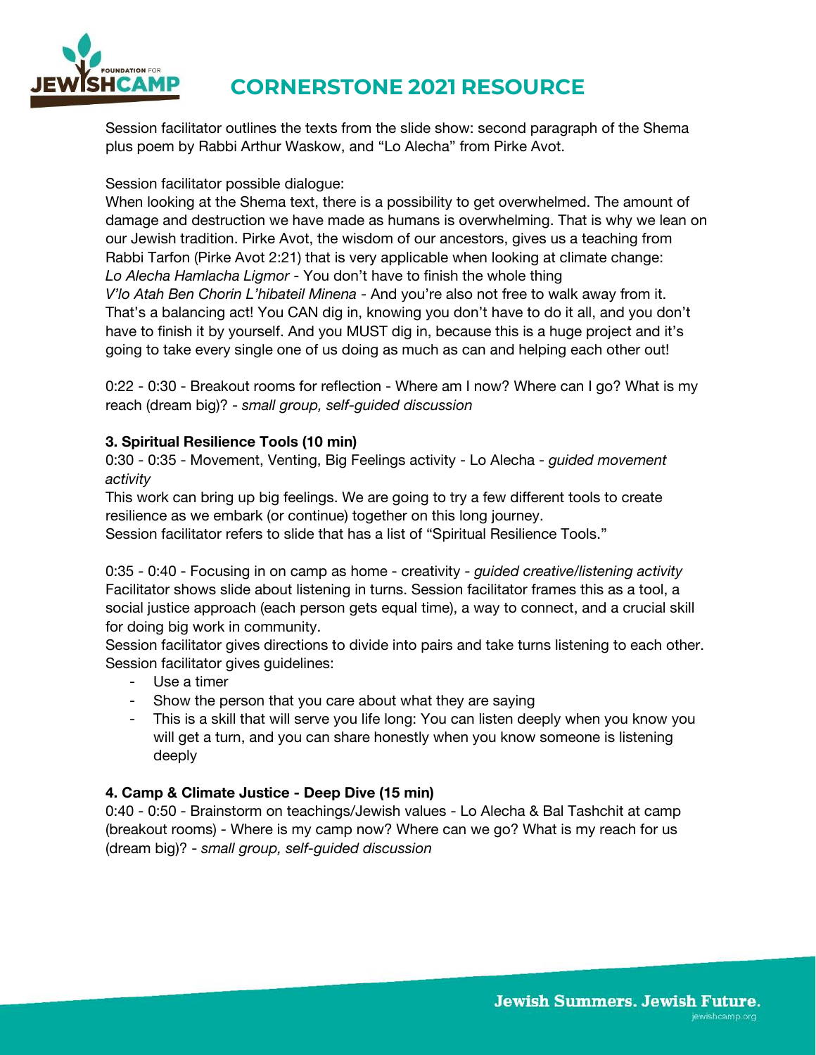Session facilitator outlines the texts from the slide show: second paragraph of the Shema plus poem by Rabbi Arthur Waskow, and "Lo Alecha" from Pirke Avot.

Session facilitator possible dialogue:
When looking at the Shema text, there is a possibility to get overwhelmed. The amount of damage and destruction we have made as humans is overwhelming. That is why we lean on our Jewish tradition. Pirke Avot, the wisdom of our ancestors, gives us a teaching from Rabbi Tarfon (Pirke Avot 2:21) that is very applicable when looking at climate change:
*Lo Alecha Hamlacha Ligmor* - You don't have to finish the whole thing
*V'lo Atah Ben Chorin L'hibateil Minena* - And you're also not free to walk away from it.
That's a balancing act! You CAN dig in, knowing you don't have to do it all, and you don't have to finish it by yourself. And you MUST dig in, because this is a huge project and it's going to take every single one of us doing as much as can and helping each other out!

0:22 - 0:30 - Breakout rooms for reflection - Where am I now? Where can I go? What is my reach (dream big)? - *small group, self-guided discussion*

**3. Spiritual Resilience Tools (10 min)**

0:30 - 0:35 - Movement, Venting, Big Feelings activity - Lo Alecha - *guided movement activity*
This work can bring up big feelings. We are going to try a few different tools to create resilience as we embark (or continue) together on this long journey.
Session facilitator refers to slide that has a list of "Spiritual Resilience Tools."

0:35 - 0:40 - Focusing in on camp as home - creativity - *guided creative/listening activity*
Facilitator shows slide about listening in turns. Session facilitator frames this as a tool, a social justice approach (each person gets equal time), a way to connect, and a crucial skill for doing big work in community.
Session facilitator gives directions to divide into pairs and take turns listening to each other.
Session facilitator gives guidelines:

- Use a timer
- Show the person that you care about what they are saying
- This is a skill that will serve you life long: You can listen deeply when you know you will get a turn, and you can share honestly when you know someone is listening deeply

**4. Camp & Climate Justice - Deep Dive (15 min)**

0:40 - 0:50 - Brainstorm on teachings/Jewish values - Lo Alecha & Bal Tashchit at camp (breakout rooms) - Where is my camp now? Where can we go? What is my reach for us (dream big)? - *small group, self-guided discussion*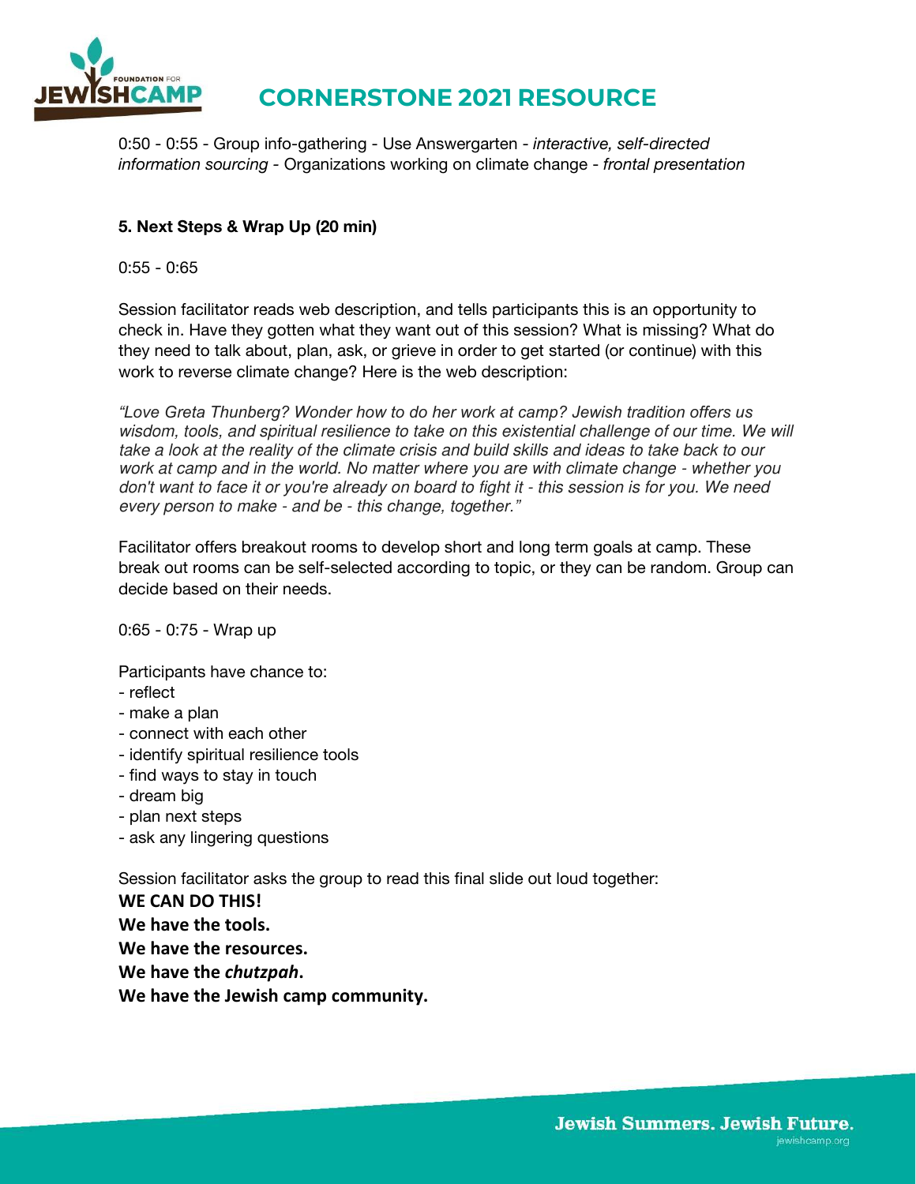0:50 - 0:55 - Group info-gathering - Use Answergarten - *interactive, self-directed information sourcing* - Organizations working on climate change - *frontal presentation*

**5. Next Steps & Wrap Up (20 min)**

0:55 - 0:65

Session facilitator reads web description, and tells participants this is an opportunity to check in. Have they gotten what they want out of this session? What is missing? What do they need to talk about, plan, ask, or grieve in order to get started (or continue) with this work to reverse climate change? Here is the web description:

*"Love Greta Thunberg? Wonder how to do her work at camp? Jewish tradition offers us wisdom, tools, and spiritual resilience to take on this existential challenge of our time. We will take a look at the reality of the climate crisis and build skills and ideas to take back to our work at camp and in the world. No matter where you are with climate change - whether you don't want to face it or you're already on board to fight it - this session is for you. We need every person to make - and be - this change, together."*

Facilitator offers breakout rooms to develop short and long term goals at camp. These break out rooms can be self-selected according to topic, or they can be random. Group can decide based on their needs.

0:65 - 0:75 - Wrap up

Participants have chance to:
- reflect
- make a plan
- connect with each other
- identify spiritual resilience tools
- find ways to stay in touch
- dream big
- plan next steps
- ask any lingering questions

Session facilitator asks the group to read this final slide out loud together:

**WE CAN DO THIS!**
**We have the tools.**
**We have the resources.**
**We have the *chutzpah*.**
**We have the Jewish camp community.**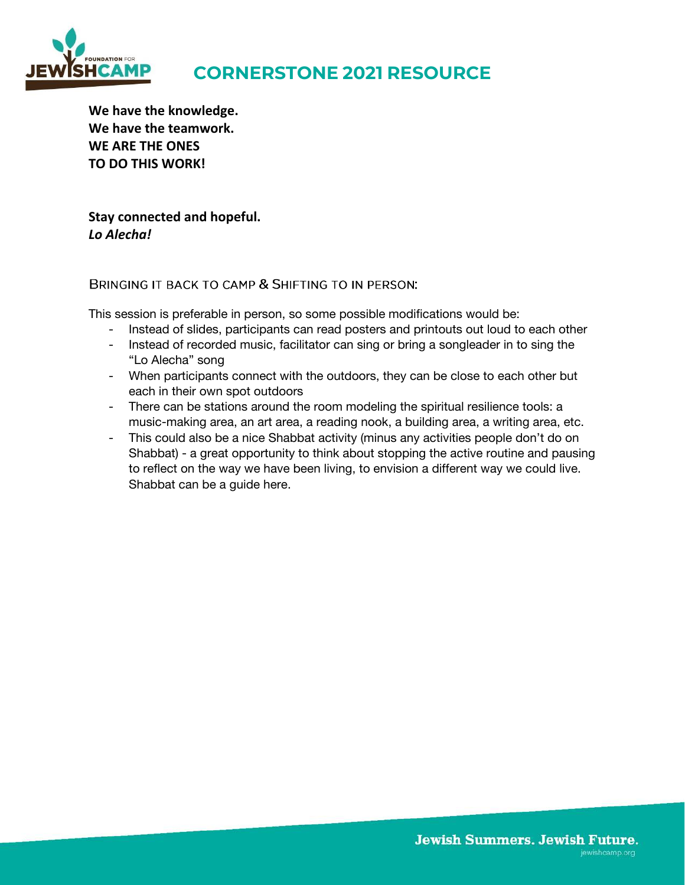**We have the knowledge.**
**We have the teamwork.**
**WE ARE THE ONES**
**TO DO THIS WORK!**

**Stay connected and hopeful.**
***Lo Alecha!***

### Bringing it back to camp & Shifting to in person:

This session is preferable in person, so some possible modifications would be:

- Instead of slides, participants can read posters and printouts out loud to each other
- Instead of recorded music, facilitator can sing or bring a songleader in to sing the "Lo Alecha" song
- When participants connect with the outdoors, they can be close to each other but each in their own spot outdoors
- There can be stations around the room modeling the spiritual resilience tools: a music-making area, an art area, a reading nook, a building area, a writing area, etc.
- This could also be a nice Shabbat activity (minus any activities people don't do on Shabbat) - a great opportunity to think about stopping the active routine and pausing to reflect on the way we have been living, to envision a different way we could live. Shabbat can be a guide here.